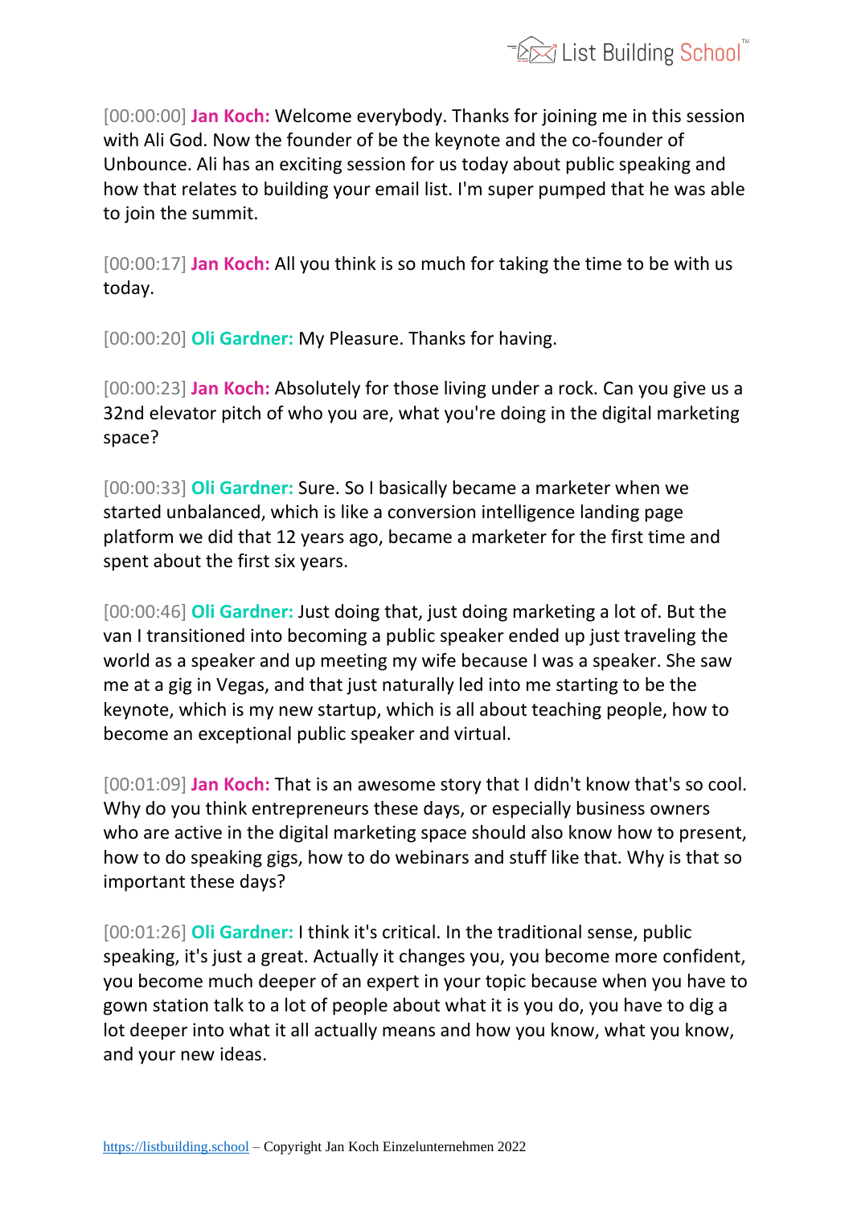[00:00:00] **Jan Koch:** Welcome everybody. Thanks for joining me in this session with Ali God. Now the founder of be the keynote and the co-founder of Unbounce. Ali has an exciting session for us today about public speaking and how that relates to building your email list. I'm super pumped that he was able to join the summit.

[00:00:17] **Jan Koch:** All you think is so much for taking the time to be with us today.

[00:00:20] **Oli Gardner:** My Pleasure. Thanks for having.

[00:00:23] **Jan Koch:** Absolutely for those living under a rock. Can you give us a 32nd elevator pitch of who you are, what you're doing in the digital marketing space?

[00:00:33] **Oli Gardner:** Sure. So I basically became a marketer when we started unbalanced, which is like a conversion intelligence landing page platform we did that 12 years ago, became a marketer for the first time and spent about the first six years.

[00:00:46] **Oli Gardner:** Just doing that, just doing marketing a lot of. But the van I transitioned into becoming a public speaker ended up just traveling the world as a speaker and up meeting my wife because I was a speaker. She saw me at a gig in Vegas, and that just naturally led into me starting to be the keynote, which is my new startup, which is all about teaching people, how to become an exceptional public speaker and virtual.

[00:01:09] **Jan Koch:** That is an awesome story that I didn't know that's so cool. Why do you think entrepreneurs these days, or especially business owners who are active in the digital marketing space should also know how to present, how to do speaking gigs, how to do webinars and stuff like that. Why is that so important these days?

[00:01:26] **Oli Gardner:** I think it's critical. In the traditional sense, public speaking, it's just a great. Actually it changes you, you become more confident, you become much deeper of an expert in your topic because when you have to gown station talk to a lot of people about what it is you do, you have to dig a lot deeper into what it all actually means and how you know, what you know, and your new ideas.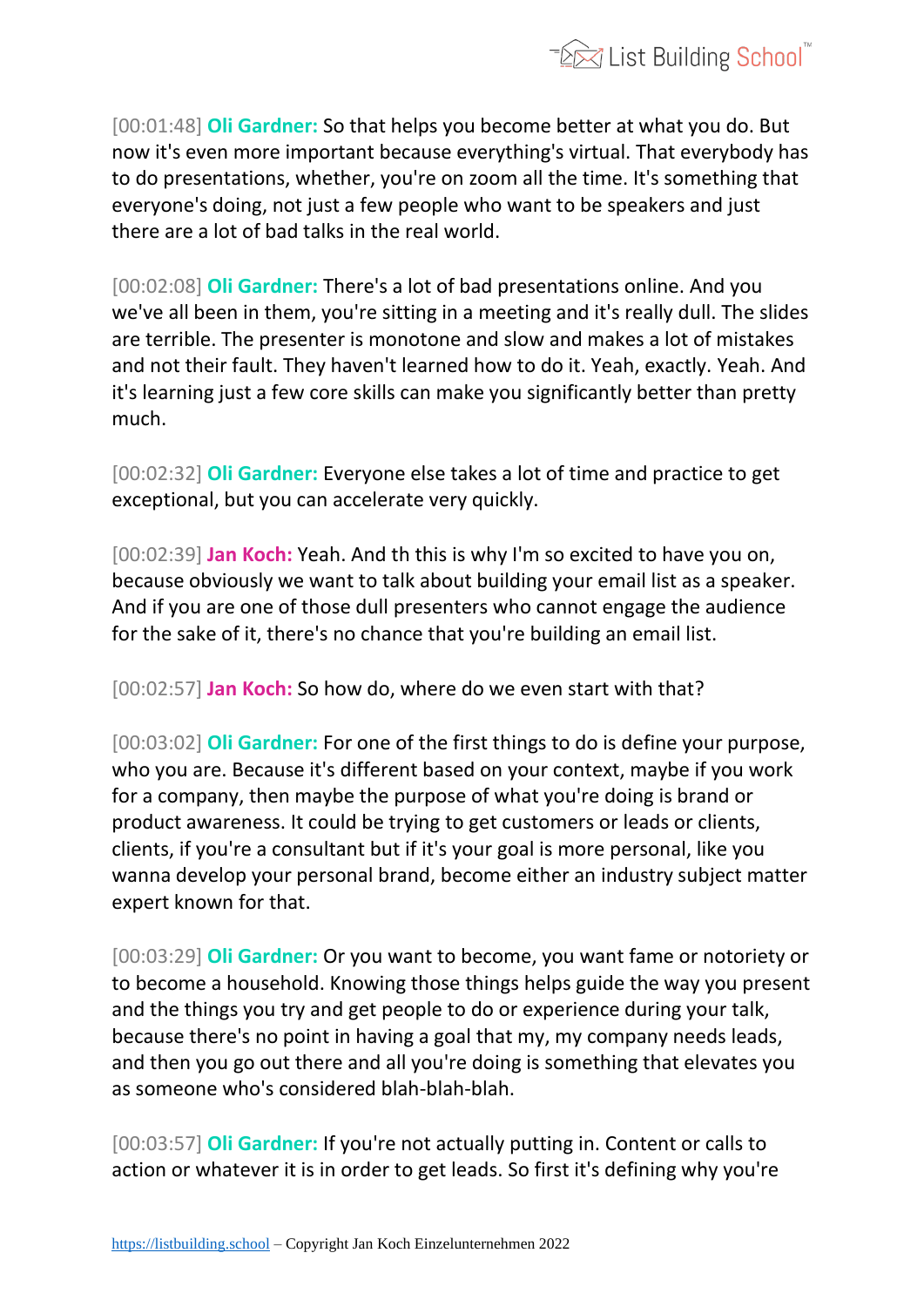[00:01:48] **Oli Gardner:** So that helps you become better at what you do. But now it's even more important because everything's virtual. That everybody has to do presentations, whether, you're on zoom all the time. It's something that everyone's doing, not just a few people who want to be speakers and just there are a lot of bad talks in the real world.

[00:02:08] **Oli Gardner:** There's a lot of bad presentations online. And you we've all been in them, you're sitting in a meeting and it's really dull. The slides are terrible. The presenter is monotone and slow and makes a lot of mistakes and not their fault. They haven't learned how to do it. Yeah, exactly. Yeah. And it's learning just a few core skills can make you significantly better than pretty much.

[00:02:32] **Oli Gardner:** Everyone else takes a lot of time and practice to get exceptional, but you can accelerate very quickly.

[00:02:39] **Jan Koch:** Yeah. And th this is why I'm so excited to have you on, because obviously we want to talk about building your email list as a speaker. And if you are one of those dull presenters who cannot engage the audience for the sake of it, there's no chance that you're building an email list.

[00:02:57] **Jan Koch:** So how do, where do we even start with that?

[00:03:02] **Oli Gardner:** For one of the first things to do is define your purpose, who you are. Because it's different based on your context, maybe if you work for a company, then maybe the purpose of what you're doing is brand or product awareness. It could be trying to get customers or leads or clients, clients, if you're a consultant but if it's your goal is more personal, like you wanna develop your personal brand, become either an industry subject matter expert known for that.

[00:03:29] **Oli Gardner:** Or you want to become, you want fame or notoriety or to become a household. Knowing those things helps guide the way you present and the things you try and get people to do or experience during your talk, because there's no point in having a goal that my, my company needs leads, and then you go out there and all you're doing is something that elevates you as someone who's considered blah-blah-blah.

[00:03:57] **Oli Gardner:** If you're not actually putting in. Content or calls to action or whatever it is in order to get leads. So first it's defining why you're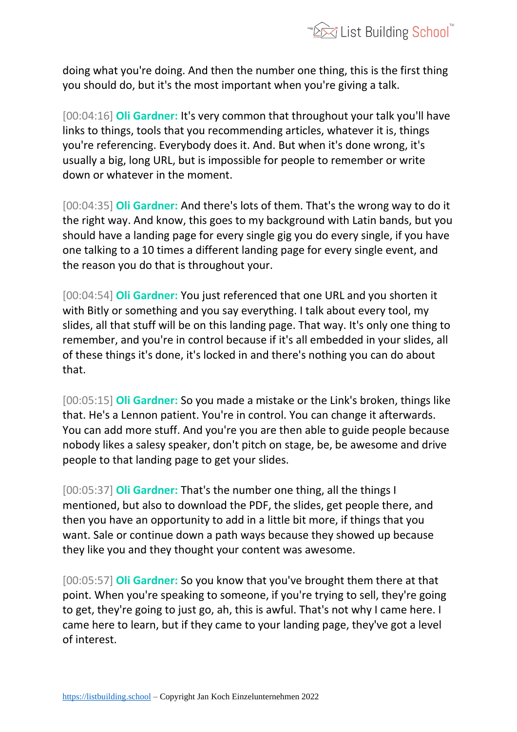doing what you're doing. And then the number one thing, this is the first thing you should do, but it's the most important when you're giving a talk.

[00:04:16] **Oli Gardner:** It's very common that throughout your talk you'll have links to things, tools that you recommending articles, whatever it is, things you're referencing. Everybody does it. And. But when it's done wrong, it's usually a big, long URL, but is impossible for people to remember or write down or whatever in the moment.

[00:04:35] **Oli Gardner:** And there's lots of them. That's the wrong way to do it the right way. And know, this goes to my background with Latin bands, but you should have a landing page for every single gig you do every single, if you have one talking to a 10 times a different landing page for every single event, and the reason you do that is throughout your.

[00:04:54] **Oli Gardner:** You just referenced that one URL and you shorten it with Bitly or something and you say everything. I talk about every tool, my slides, all that stuff will be on this landing page. That way. It's only one thing to remember, and you're in control because if it's all embedded in your slides, all of these things it's done, it's locked in and there's nothing you can do about that.

[00:05:15] **Oli Gardner:** So you made a mistake or the Link's broken, things like that. He's a Lennon patient. You're in control. You can change it afterwards. You can add more stuff. And you're you are then able to guide people because nobody likes a salesy speaker, don't pitch on stage, be, be awesome and drive people to that landing page to get your slides.

[00:05:37] **Oli Gardner:** That's the number one thing, all the things I mentioned, but also to download the PDF, the slides, get people there, and then you have an opportunity to add in a little bit more, if things that you want. Sale or continue down a path ways because they showed up because they like you and they thought your content was awesome.

[00:05:57] **Oli Gardner:** So you know that you've brought them there at that point. When you're speaking to someone, if you're trying to sell, they're going to get, they're going to just go, ah, this is awful. That's not why I came here. I came here to learn, but if they came to your landing page, they've got a level of interest.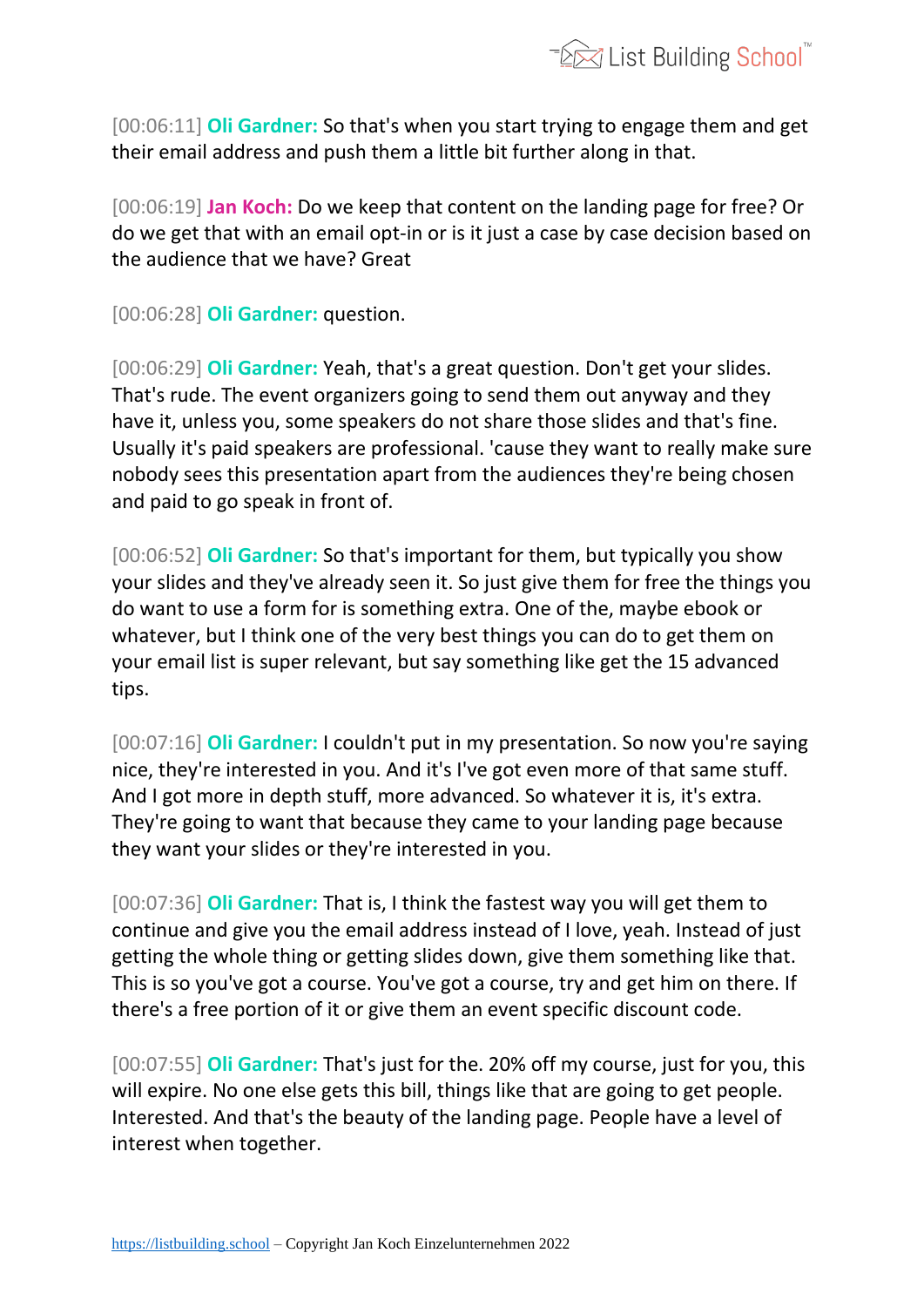[00:06:11] **Oli Gardner:** So that's when you start trying to engage them and get their email address and push them a little bit further along in that.

[00:06:19] **Jan Koch:** Do we keep that content on the landing page for free? Or do we get that with an email opt-in or is it just a case by case decision based on the audience that we have? Great

[00:06:28] **Oli Gardner:** question.

[00:06:29] **Oli Gardner:** Yeah, that's a great question. Don't get your slides. That's rude. The event organizers going to send them out anyway and they have it, unless you, some speakers do not share those slides and that's fine. Usually it's paid speakers are professional. 'cause they want to really make sure nobody sees this presentation apart from the audiences they're being chosen and paid to go speak in front of.

[00:06:52] **Oli Gardner:** So that's important for them, but typically you show your slides and they've already seen it. So just give them for free the things you do want to use a form for is something extra. One of the, maybe ebook or whatever, but I think one of the very best things you can do to get them on your email list is super relevant, but say something like get the 15 advanced tips.

[00:07:16] **Oli Gardner:** I couldn't put in my presentation. So now you're saying nice, they're interested in you. And it's I've got even more of that same stuff. And I got more in depth stuff, more advanced. So whatever it is, it's extra. They're going to want that because they came to your landing page because they want your slides or they're interested in you.

[00:07:36] **Oli Gardner:** That is, I think the fastest way you will get them to continue and give you the email address instead of I love, yeah. Instead of just getting the whole thing or getting slides down, give them something like that. This is so you've got a course. You've got a course, try and get him on there. If there's a free portion of it or give them an event specific discount code.

[00:07:55] **Oli Gardner:** That's just for the. 20% off my course, just for you, this will expire. No one else gets this bill, things like that are going to get people. Interested. And that's the beauty of the landing page. People have a level of interest when together.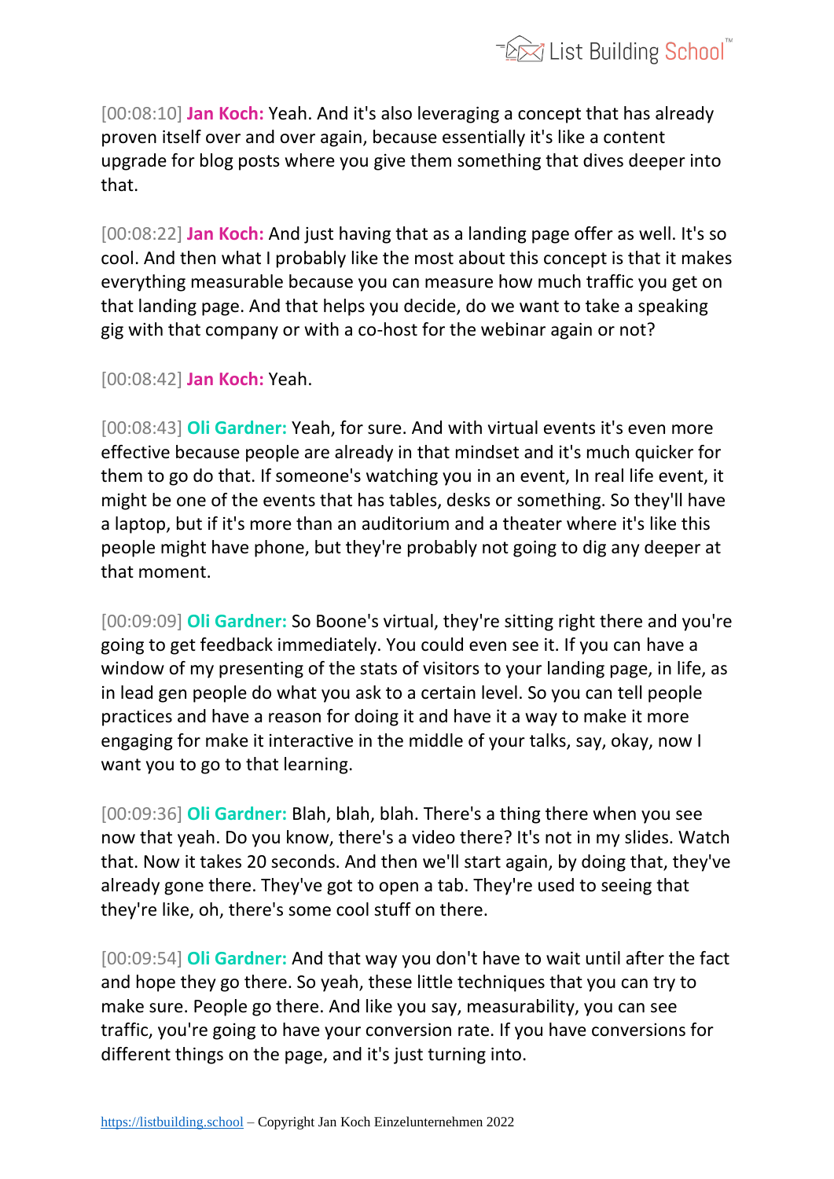[00:08:10] **Jan Koch:** Yeah. And it's also leveraging a concept that has already proven itself over and over again, because essentially it's like a content upgrade for blog posts where you give them something that dives deeper into that.

[00:08:22] **Jan Koch:** And just having that as a landing page offer as well. It's so cool. And then what I probably like the most about this concept is that it makes everything measurable because you can measure how much traffic you get on that landing page. And that helps you decide, do we want to take a speaking gig with that company or with a co-host for the webinar again or not?

[00:08:42] **Jan Koch:** Yeah.

[00:08:43] **Oli Gardner:** Yeah, for sure. And with virtual events it's even more effective because people are already in that mindset and it's much quicker for them to go do that. If someone's watching you in an event, In real life event, it might be one of the events that has tables, desks or something. So they'll have a laptop, but if it's more than an auditorium and a theater where it's like this people might have phone, but they're probably not going to dig any deeper at that moment.

[00:09:09] **Oli Gardner:** So Boone's virtual, they're sitting right there and you're going to get feedback immediately. You could even see it. If you can have a window of my presenting of the stats of visitors to your landing page, in life, as in lead gen people do what you ask to a certain level. So you can tell people practices and have a reason for doing it and have it a way to make it more engaging for make it interactive in the middle of your talks, say, okay, now I want you to go to that learning.

[00:09:36] **Oli Gardner:** Blah, blah, blah. There's a thing there when you see now that yeah. Do you know, there's a video there? It's not in my slides. Watch that. Now it takes 20 seconds. And then we'll start again, by doing that, they've already gone there. They've got to open a tab. They're used to seeing that they're like, oh, there's some cool stuff on there.

[00:09:54] **Oli Gardner:** And that way you don't have to wait until after the fact and hope they go there. So yeah, these little techniques that you can try to make sure. People go there. And like you say, measurability, you can see traffic, you're going to have your conversion rate. If you have conversions for different things on the page, and it's just turning into.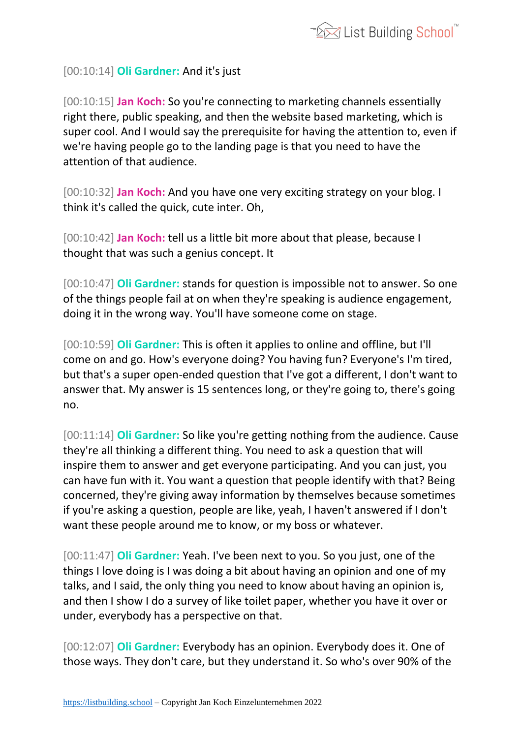[00:10:14] **Oli Gardner:** And it's just

[00:10:15] **Jan Koch:** So you're connecting to marketing channels essentially right there, public speaking, and then the website based marketing, which is super cool. And I would say the prerequisite for having the attention to, even if we're having people go to the landing page is that you need to have the attention of that audience.

[00:10:32] **Jan Koch:** And you have one very exciting strategy on your blog. I think it's called the quick, cute inter. Oh,

[00:10:42] **Jan Koch:** tell us a little bit more about that please, because I thought that was such a genius concept. It

[00:10:47] **Oli Gardner:** stands for question is impossible not to answer. So one of the things people fail at on when they're speaking is audience engagement, doing it in the wrong way. You'll have someone come on stage.

[00:10:59] **Oli Gardner:** This is often it applies to online and offline, but I'll come on and go. How's everyone doing? You having fun? Everyone's I'm tired, but that's a super open-ended question that I've got a different, I don't want to answer that. My answer is 15 sentences long, or they're going to, there's going no.

[00:11:14] **Oli Gardner:** So like you're getting nothing from the audience. Cause they're all thinking a different thing. You need to ask a question that will inspire them to answer and get everyone participating. And you can just, you can have fun with it. You want a question that people identify with that? Being concerned, they're giving away information by themselves because sometimes if you're asking a question, people are like, yeah, I haven't answered if I don't want these people around me to know, or my boss or whatever.

[00:11:47] **Oli Gardner:** Yeah. I've been next to you. So you just, one of the things I love doing is I was doing a bit about having an opinion and one of my talks, and I said, the only thing you need to know about having an opinion is, and then I show I do a survey of like toilet paper, whether you have it over or under, everybody has a perspective on that.

[00:12:07] **Oli Gardner:** Everybody has an opinion. Everybody does it. One of those ways. They don't care, but they understand it. So who's over 90% of the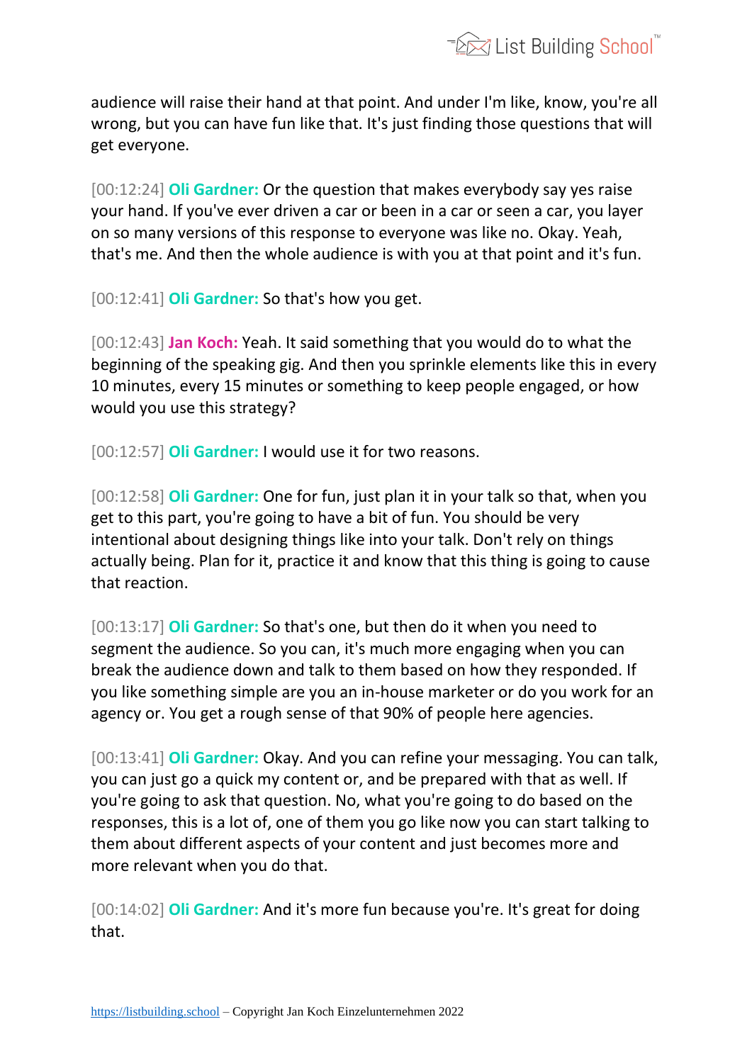audience will raise their hand at that point. And under I'm like, know, you're all wrong, but you can have fun like that. It's just finding those questions that will get everyone.

[00:12:24] **Oli Gardner:** Or the question that makes everybody say yes raise your hand. If you've ever driven a car or been in a car or seen a car, you layer on so many versions of this response to everyone was like no. Okay. Yeah, that's me. And then the whole audience is with you at that point and it's fun.

[00:12:41] **Oli Gardner:** So that's how you get.

[00:12:43] **Jan Koch:** Yeah. It said something that you would do to what the beginning of the speaking gig. And then you sprinkle elements like this in every 10 minutes, every 15 minutes or something to keep people engaged, or how would you use this strategy?

[00:12:57] **Oli Gardner:** I would use it for two reasons.

[00:12:58] **Oli Gardner:** One for fun, just plan it in your talk so that, when you get to this part, you're going to have a bit of fun. You should be very intentional about designing things like into your talk. Don't rely on things actually being. Plan for it, practice it and know that this thing is going to cause that reaction.

[00:13:17] **Oli Gardner:** So that's one, but then do it when you need to segment the audience. So you can, it's much more engaging when you can break the audience down and talk to them based on how they responded. If you like something simple are you an in-house marketer or do you work for an agency or. You get a rough sense of that 90% of people here agencies.

[00:13:41] **Oli Gardner:** Okay. And you can refine your messaging. You can talk, you can just go a quick my content or, and be prepared with that as well. If you're going to ask that question. No, what you're going to do based on the responses, this is a lot of, one of them you go like now you can start talking to them about different aspects of your content and just becomes more and more relevant when you do that.

[00:14:02] **Oli Gardner:** And it's more fun because you're. It's great for doing that.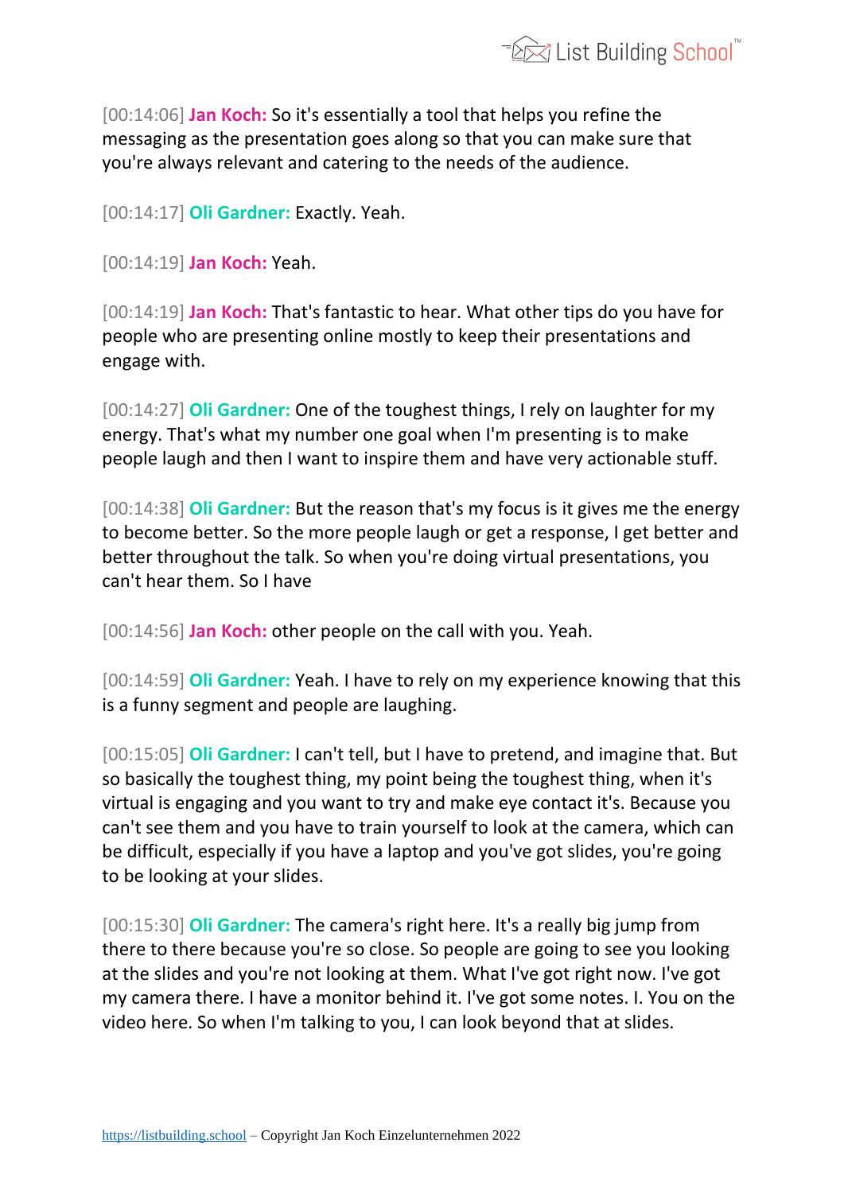[00:14:06] **Jan Koch:** So it's essentially a tool that helps you refine the messaging as the presentation goes along so that you can make sure that you're always relevant and catering to the needs of the audience.

[00:14:17] **Oli Gardner:** Exactly. Yeah.

[00:14:19] **Jan Koch:** Yeah.

[00:14:19] **Jan Koch:** That's fantastic to hear. What other tips do you have for people who are presenting online mostly to keep their presentations and engage with.

[00:14:27] **Oli Gardner:** One of the toughest things, I rely on laughter for my energy. That's what my number one goal when I'm presenting is to make people laugh and then I want to inspire them and have very actionable stuff.

[00:14:38] **Oli Gardner:** But the reason that's my focus is it gives me the energy to become better. So the more people laugh or get a response, I get better and better throughout the talk. So when you're doing virtual presentations, you can't hear them. So I have

[00:14:56] **Jan Koch:** other people on the call with you. Yeah.

[00:14:59] **Oli Gardner:** Yeah. I have to rely on my experience knowing that this is a funny segment and people are laughing.

[00:15:05] **Oli Gardner:** I can't tell, but I have to pretend, and imagine that. But so basically the toughest thing, my point being the toughest thing, when it's virtual is engaging and you want to try and make eye contact it's. Because you can't see them and you have to train yourself to look at the camera, which can be difficult, especially if you have a laptop and you've got slides, you're going to be looking at your slides.

[00:15:30] **Oli Gardner:** The camera's right here. It's a really big jump from there to there because you're so close. So people are going to see you looking at the slides and you're not looking at them. What I've got right now. I've got my camera there. I have a monitor behind it. I've got some notes. I. You on the video here. So when I'm talking to you, I can look beyond that at slides.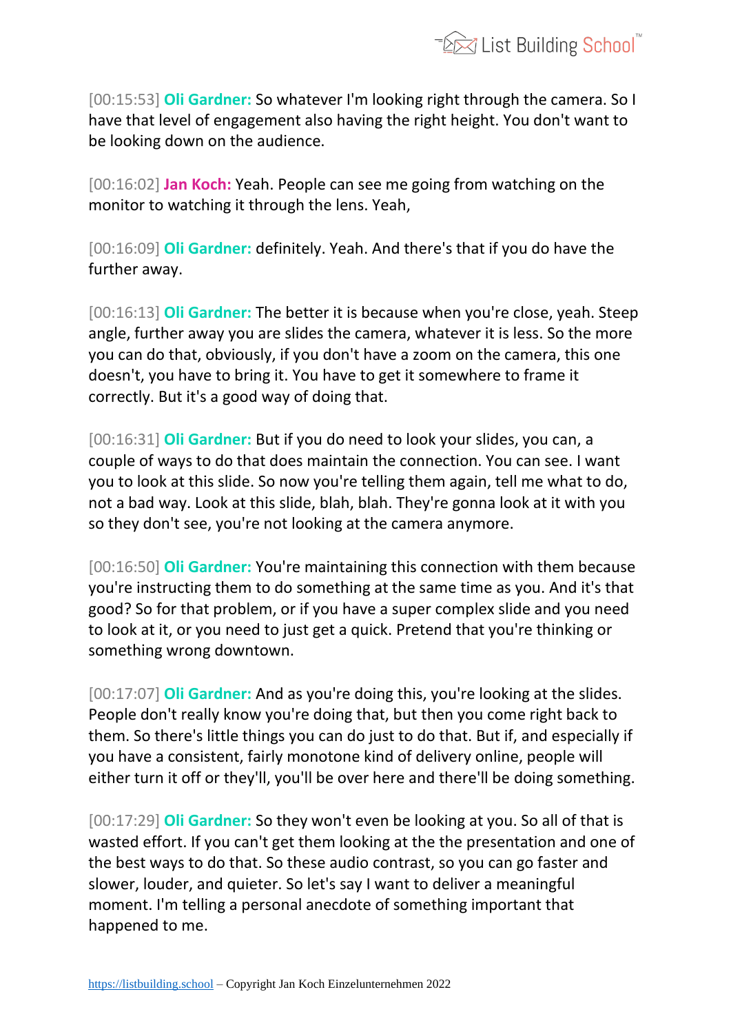[00:15:53] **Oli Gardner:** So whatever I'm looking right through the camera. So I have that level of engagement also having the right height. You don't want to be looking down on the audience.

[00:16:02] **Jan Koch:** Yeah. People can see me going from watching on the monitor to watching it through the lens. Yeah,

[00:16:09] **Oli Gardner:** definitely. Yeah. And there's that if you do have the further away.

[00:16:13] **Oli Gardner:** The better it is because when you're close, yeah. Steep angle, further away you are slides the camera, whatever it is less. So the more you can do that, obviously, if you don't have a zoom on the camera, this one doesn't, you have to bring it. You have to get it somewhere to frame it correctly. But it's a good way of doing that.

[00:16:31] **Oli Gardner:** But if you do need to look your slides, you can, a couple of ways to do that does maintain the connection. You can see. I want you to look at this slide. So now you're telling them again, tell me what to do, not a bad way. Look at this slide, blah, blah. They're gonna look at it with you so they don't see, you're not looking at the camera anymore.

[00:16:50] **Oli Gardner:** You're maintaining this connection with them because you're instructing them to do something at the same time as you. And it's that good? So for that problem, or if you have a super complex slide and you need to look at it, or you need to just get a quick. Pretend that you're thinking or something wrong downtown.

[00:17:07] **Oli Gardner:** And as you're doing this, you're looking at the slides. People don't really know you're doing that, but then you come right back to them. So there's little things you can do just to do that. But if, and especially if you have a consistent, fairly monotone kind of delivery online, people will either turn it off or they'll, you'll be over here and there'll be doing something.

[00:17:29] **Oli Gardner:** So they won't even be looking at you. So all of that is wasted effort. If you can't get them looking at the the presentation and one of the best ways to do that. So these audio contrast, so you can go faster and slower, louder, and quieter. So let's say I want to deliver a meaningful moment. I'm telling a personal anecdote of something important that happened to me.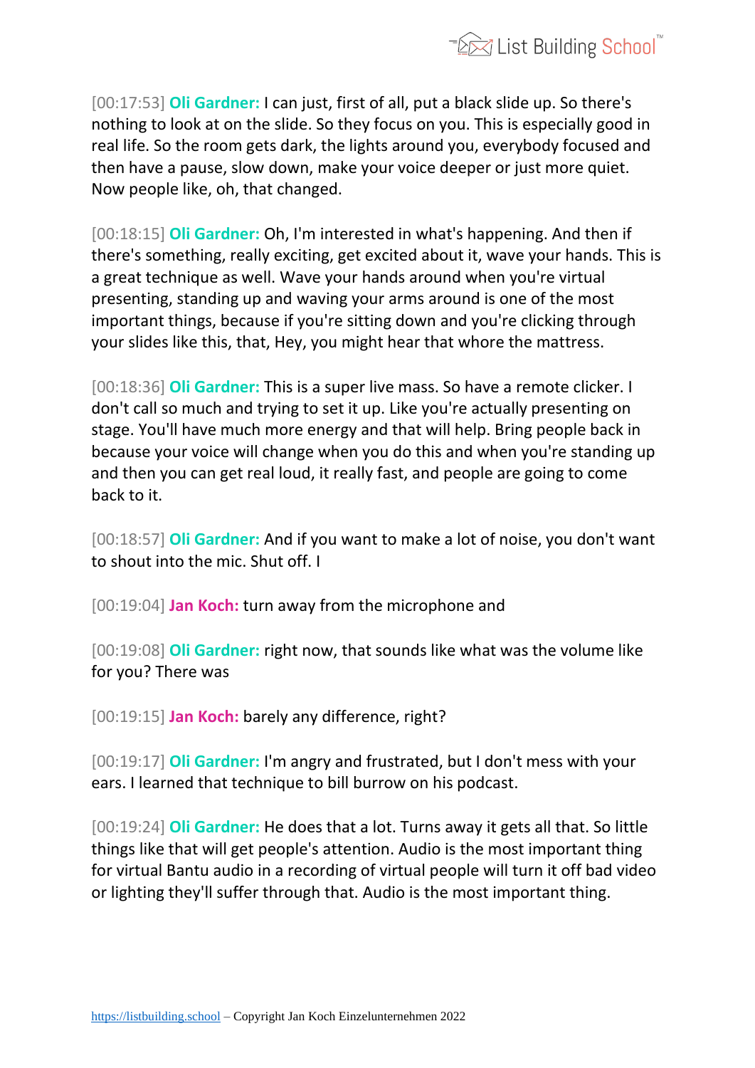[00:17:53] **Oli Gardner:** I can just, first of all, put a black slide up. So there's nothing to look at on the slide. So they focus on you. This is especially good in real life. So the room gets dark, the lights around you, everybody focused and then have a pause, slow down, make your voice deeper or just more quiet. Now people like, oh, that changed.

[00:18:15] **Oli Gardner:** Oh, I'm interested in what's happening. And then if there's something, really exciting, get excited about it, wave your hands. This is a great technique as well. Wave your hands around when you're virtual presenting, standing up and waving your arms around is one of the most important things, because if you're sitting down and you're clicking through your slides like this, that, Hey, you might hear that whore the mattress.

[00:18:36] **Oli Gardner:** This is a super live mass. So have a remote clicker. I don't call so much and trying to set it up. Like you're actually presenting on stage. You'll have much more energy and that will help. Bring people back in because your voice will change when you do this and when you're standing up and then you can get real loud, it really fast, and people are going to come back to it.

[00:18:57] **Oli Gardner:** And if you want to make a lot of noise, you don't want to shout into the mic. Shut off. I

[00:19:04] **Jan Koch:** turn away from the microphone and

[00:19:08] **Oli Gardner:** right now, that sounds like what was the volume like for you? There was

[00:19:15] **Jan Koch:** barely any difference, right?

[00:19:17] **Oli Gardner:** I'm angry and frustrated, but I don't mess with your ears. I learned that technique to bill burrow on his podcast.

[00:19:24] **Oli Gardner:** He does that a lot. Turns away it gets all that. So little things like that will get people's attention. Audio is the most important thing for virtual Bantu audio in a recording of virtual people will turn it off bad video or lighting they'll suffer through that. Audio is the most important thing.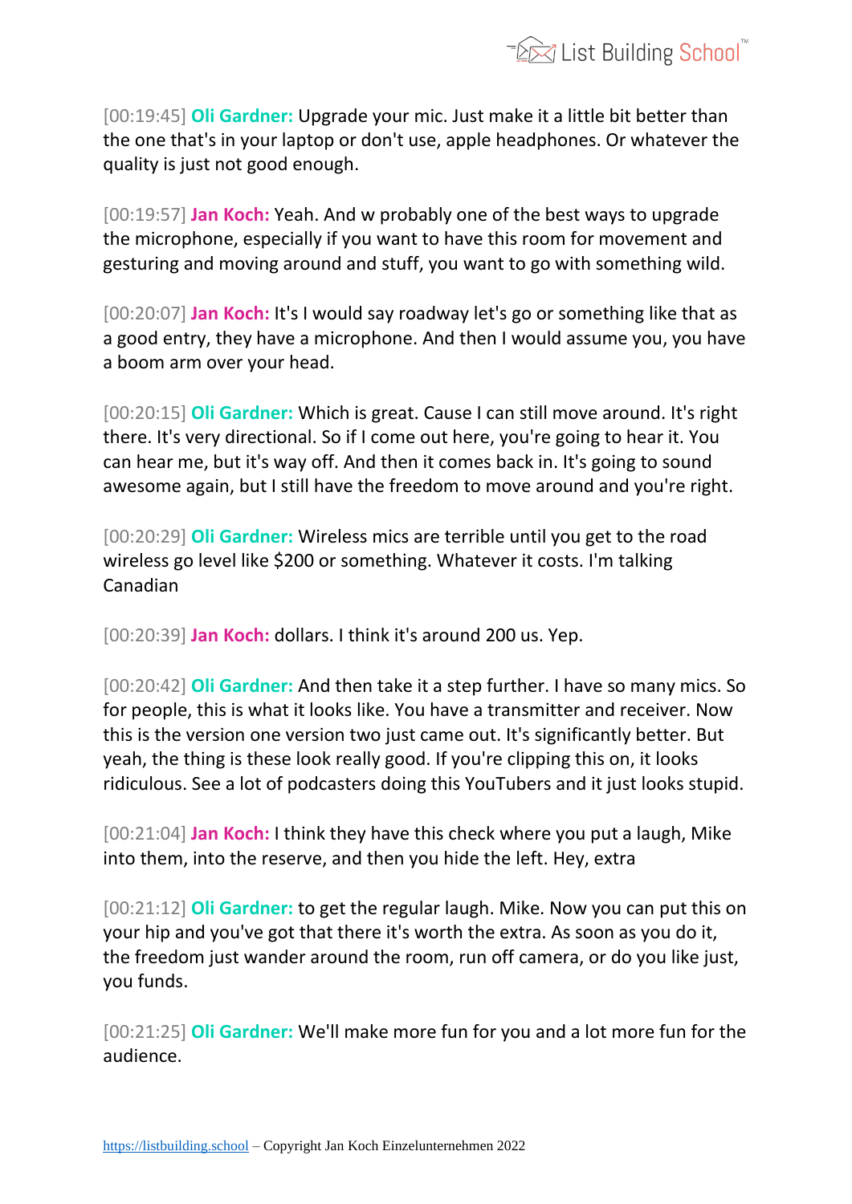[00:19:45] **Oli Gardner:** Upgrade your mic. Just make it a little bit better than the one that's in your laptop or don't use, apple headphones. Or whatever the quality is just not good enough.

[00:19:57] **Jan Koch:** Yeah. And w probably one of the best ways to upgrade the microphone, especially if you want to have this room for movement and gesturing and moving around and stuff, you want to go with something wild.

[00:20:07] **Jan Koch:** It's I would say roadway let's go or something like that as a good entry, they have a microphone. And then I would assume you, you have a boom arm over your head.

[00:20:15] **Oli Gardner:** Which is great. Cause I can still move around. It's right there. It's very directional. So if I come out here, you're going to hear it. You can hear me, but it's way off. And then it comes back in. It's going to sound awesome again, but I still have the freedom to move around and you're right.

[00:20:29] **Oli Gardner:** Wireless mics are terrible until you get to the road wireless go level like $200 or something. Whatever it costs. I'm talking Canadian

[00:20:39] **Jan Koch:** dollars. I think it's around 200 us. Yep.

[00:20:42] **Oli Gardner:** And then take it a step further. I have so many mics. So for people, this is what it looks like. You have a transmitter and receiver. Now this is the version one version two just came out. It's significantly better. But yeah, the thing is these look really good. If you're clipping this on, it looks ridiculous. See a lot of podcasters doing this YouTubers and it just looks stupid.

[00:21:04] **Jan Koch:** I think they have this check where you put a laugh, Mike into them, into the reserve, and then you hide the left. Hey, extra

[00:21:12] **Oli Gardner:** to get the regular laugh. Mike. Now you can put this on your hip and you've got that there it's worth the extra. As soon as you do it, the freedom just wander around the room, run off camera, or do you like just, you funds.

[00:21:25] **Oli Gardner:** We'll make more fun for you and a lot more fun for the audience.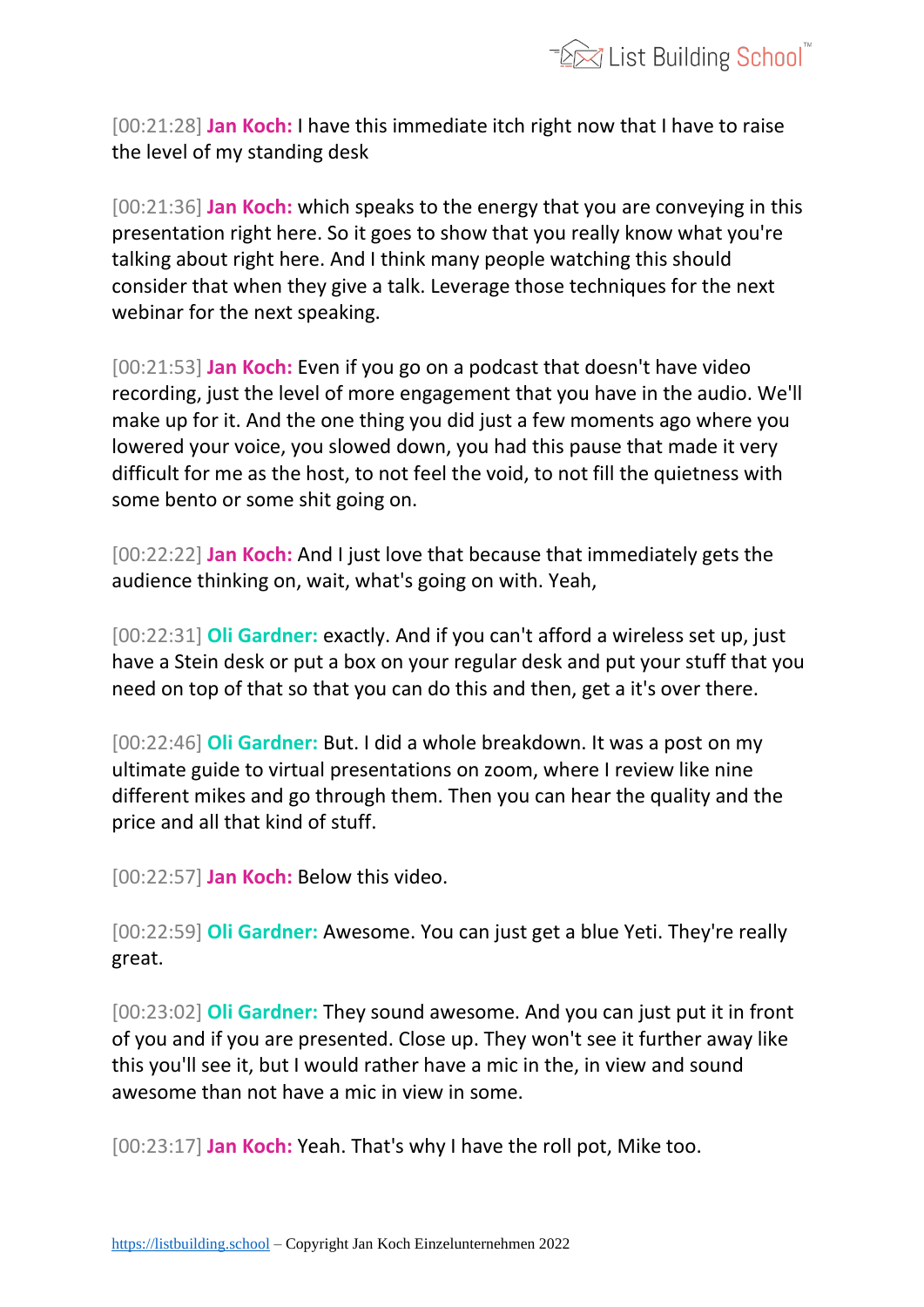[00:21:28] **Jan Koch:** I have this immediate itch right now that I have to raise the level of my standing desk

[00:21:36] **Jan Koch:** which speaks to the energy that you are conveying in this presentation right here. So it goes to show that you really know what you're talking about right here. And I think many people watching this should consider that when they give a talk. Leverage those techniques for the next webinar for the next speaking.

[00:21:53] **Jan Koch:** Even if you go on a podcast that doesn't have video recording, just the level of more engagement that you have in the audio. We'll make up for it. And the one thing you did just a few moments ago where you lowered your voice, you slowed down, you had this pause that made it very difficult for me as the host, to not feel the void, to not fill the quietness with some bento or some shit going on.

[00:22:22] **Jan Koch:** And I just love that because that immediately gets the audience thinking on, wait, what's going on with. Yeah,

[00:22:31] **Oli Gardner:** exactly. And if you can't afford a wireless set up, just have a Stein desk or put a box on your regular desk and put your stuff that you need on top of that so that you can do this and then, get a it's over there.

[00:22:46] **Oli Gardner:** But. I did a whole breakdown. It was a post on my ultimate guide to virtual presentations on zoom, where I review like nine different mikes and go through them. Then you can hear the quality and the price and all that kind of stuff.

[00:22:57] **Jan Koch:** Below this video.

[00:22:59] **Oli Gardner:** Awesome. You can just get a blue Yeti. They're really great.

[00:23:02] **Oli Gardner:** They sound awesome. And you can just put it in front of you and if you are presented. Close up. They won't see it further away like this you'll see it, but I would rather have a mic in the, in view and sound awesome than not have a mic in view in some.

[00:23:17] **Jan Koch:** Yeah. That's why I have the roll pot, Mike too.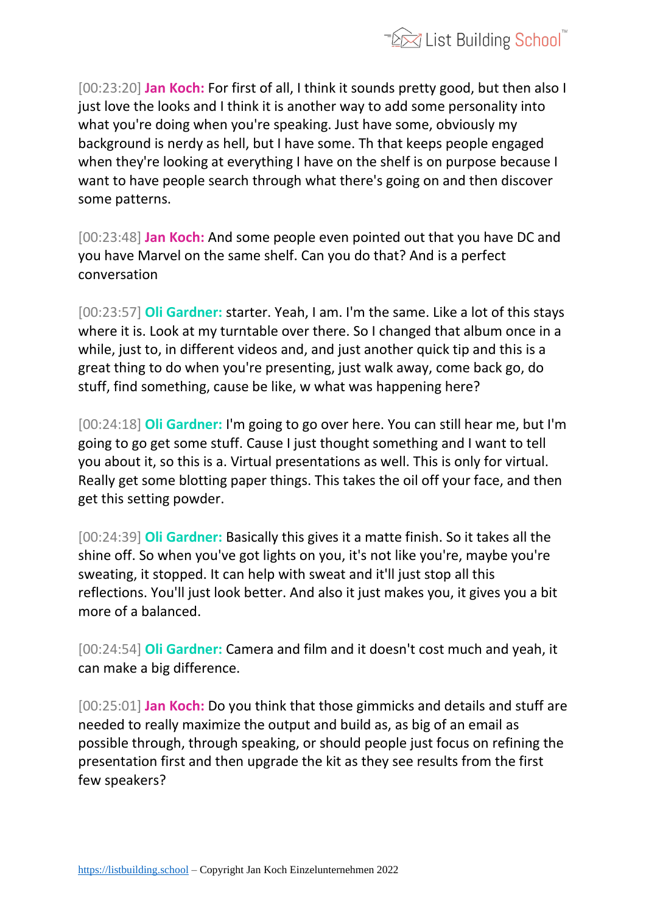[00:23:20] **Jan Koch:** For first of all, I think it sounds pretty good, but then also I just love the looks and I think it is another way to add some personality into what you're doing when you're speaking. Just have some, obviously my background is nerdy as hell, but I have some. Th that keeps people engaged when they're looking at everything I have on the shelf is on purpose because I want to have people search through what there's going on and then discover some patterns.

[00:23:48] **Jan Koch:** And some people even pointed out that you have DC and you have Marvel on the same shelf. Can you do that? And is a perfect conversation

[00:23:57] **Oli Gardner:** starter. Yeah, I am. I'm the same. Like a lot of this stays where it is. Look at my turntable over there. So I changed that album once in a while, just to, in different videos and, and just another quick tip and this is a great thing to do when you're presenting, just walk away, come back go, do stuff, find something, cause be like, w what was happening here?

[00:24:18] **Oli Gardner:** I'm going to go over here. You can still hear me, but I'm going to go get some stuff. Cause I just thought something and I want to tell you about it, so this is a. Virtual presentations as well. This is only for virtual. Really get some blotting paper things. This takes the oil off your face, and then get this setting powder.

[00:24:39] **Oli Gardner:** Basically this gives it a matte finish. So it takes all the shine off. So when you've got lights on you, it's not like you're, maybe you're sweating, it stopped. It can help with sweat and it'll just stop all this reflections. You'll just look better. And also it just makes you, it gives you a bit more of a balanced.

[00:24:54] **Oli Gardner:** Camera and film and it doesn't cost much and yeah, it can make a big difference.

[00:25:01] **Jan Koch:** Do you think that those gimmicks and details and stuff are needed to really maximize the output and build as, as big of an email as possible through, through speaking, or should people just focus on refining the presentation first and then upgrade the kit as they see results from the first few speakers?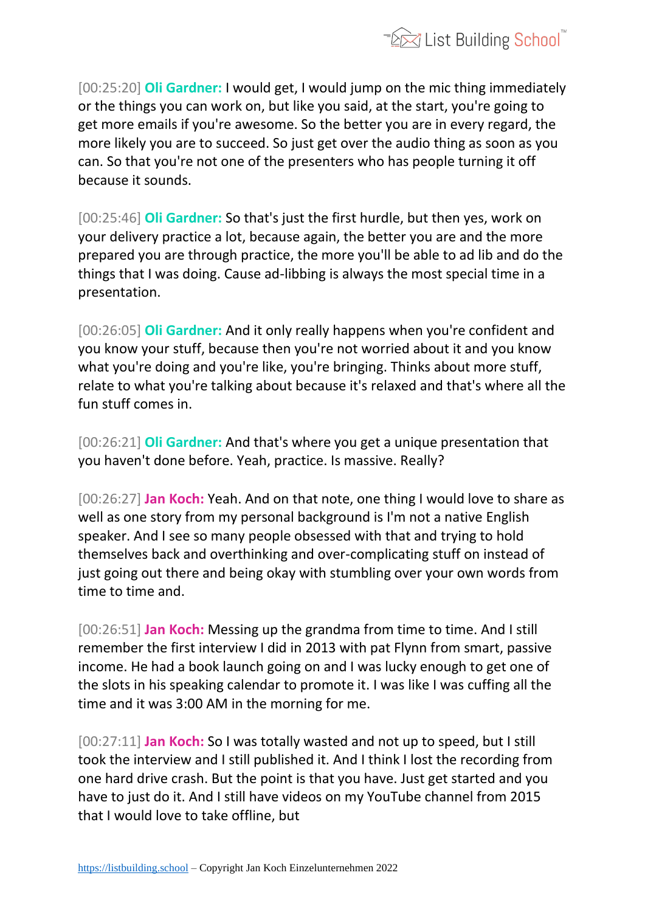[00:25:20] **Oli Gardner:** I would get, I would jump on the mic thing immediately or the things you can work on, but like you said, at the start, you're going to get more emails if you're awesome. So the better you are in every regard, the more likely you are to succeed. So just get over the audio thing as soon as you can. So that you're not one of the presenters who has people turning it off because it sounds.

[00:25:46] **Oli Gardner:** So that's just the first hurdle, but then yes, work on your delivery practice a lot, because again, the better you are and the more prepared you are through practice, the more you'll be able to ad lib and do the things that I was doing. Cause ad-libbing is always the most special time in a presentation.

[00:26:05] **Oli Gardner:** And it only really happens when you're confident and you know your stuff, because then you're not worried about it and you know what you're doing and you're like, you're bringing. Thinks about more stuff, relate to what you're talking about because it's relaxed and that's where all the fun stuff comes in.

[00:26:21] **Oli Gardner:** And that's where you get a unique presentation that you haven't done before. Yeah, practice. Is massive. Really?

[00:26:27] **Jan Koch:** Yeah. And on that note, one thing I would love to share as well as one story from my personal background is I'm not a native English speaker. And I see so many people obsessed with that and trying to hold themselves back and overthinking and over-complicating stuff on instead of just going out there and being okay with stumbling over your own words from time to time and.

[00:26:51] **Jan Koch:** Messing up the grandma from time to time. And I still remember the first interview I did in 2013 with pat Flynn from smart, passive income. He had a book launch going on and I was lucky enough to get one of the slots in his speaking calendar to promote it. I was like I was cuffing all the time and it was 3:00 AM in the morning for me.

[00:27:11] **Jan Koch:** So I was totally wasted and not up to speed, but I still took the interview and I still published it. And I think I lost the recording from one hard drive crash. But the point is that you have. Just get started and you have to just do it. And I still have videos on my YouTube channel from 2015 that I would love to take offline, but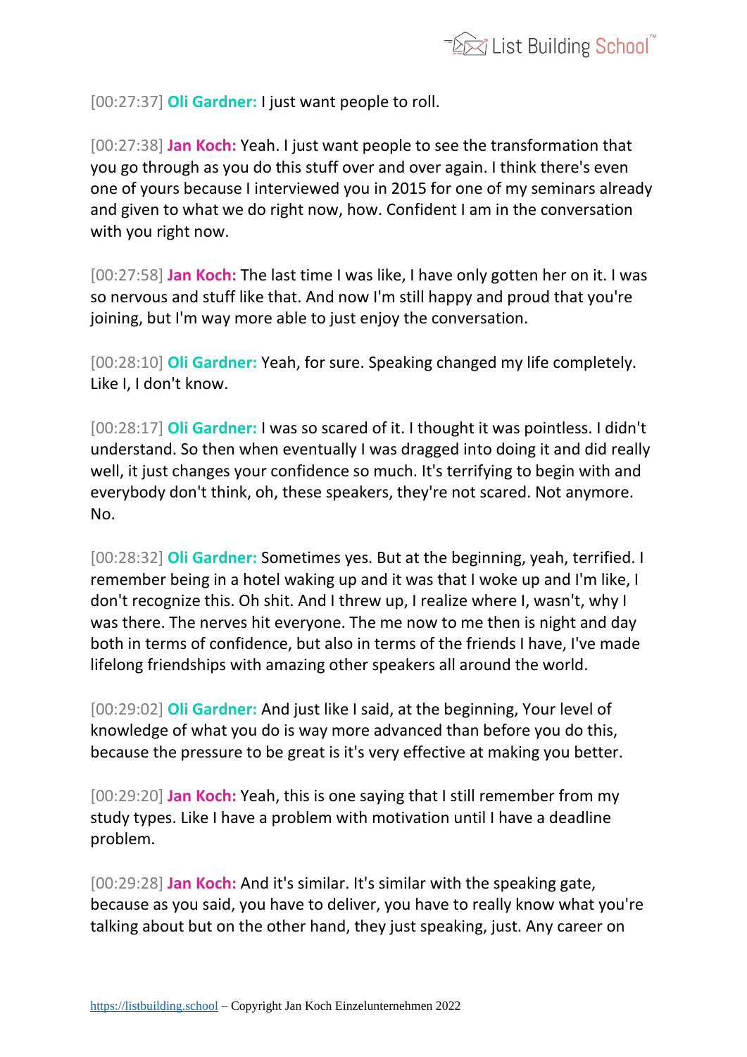[00:27:37] **Oli Gardner:** I just want people to roll.

[00:27:38] **Jan Koch:** Yeah. I just want people to see the transformation that you go through as you do this stuff over and over again. I think there's even one of yours because I interviewed you in 2015 for one of my seminars already and given to what we do right now, how. Confident I am in the conversation with you right now.

[00:27:58] **Jan Koch:** The last time I was like, I have only gotten her on it. I was so nervous and stuff like that. And now I'm still happy and proud that you're joining, but I'm way more able to just enjoy the conversation.

[00:28:10] **Oli Gardner:** Yeah, for sure. Speaking changed my life completely. Like I, I don't know.

[00:28:17] **Oli Gardner:** I was so scared of it. I thought it was pointless. I didn't understand. So then when eventually I was dragged into doing it and did really well, it just changes your confidence so much. It's terrifying to begin with and everybody don't think, oh, these speakers, they're not scared. Not anymore. No.

[00:28:32] **Oli Gardner:** Sometimes yes. But at the beginning, yeah, terrified. I remember being in a hotel waking up and it was that I woke up and I'm like, I don't recognize this. Oh shit. And I threw up, I realize where I, wasn't, why I was there. The nerves hit everyone. The me now to me then is night and day both in terms of confidence, but also in terms of the friends I have, I've made lifelong friendships with amazing other speakers all around the world.

[00:29:02] **Oli Gardner:** And just like I said, at the beginning, Your level of knowledge of what you do is way more advanced than before you do this, because the pressure to be great is it's very effective at making you better.

[00:29:20] **Jan Koch:** Yeah, this is one saying that I still remember from my study types. Like I have a problem with motivation until I have a deadline problem.

[00:29:28] **Jan Koch:** And it's similar. It's similar with the speaking gate, because as you said, you have to deliver, you have to really know what you're talking about but on the other hand, they just speaking, just. Any career on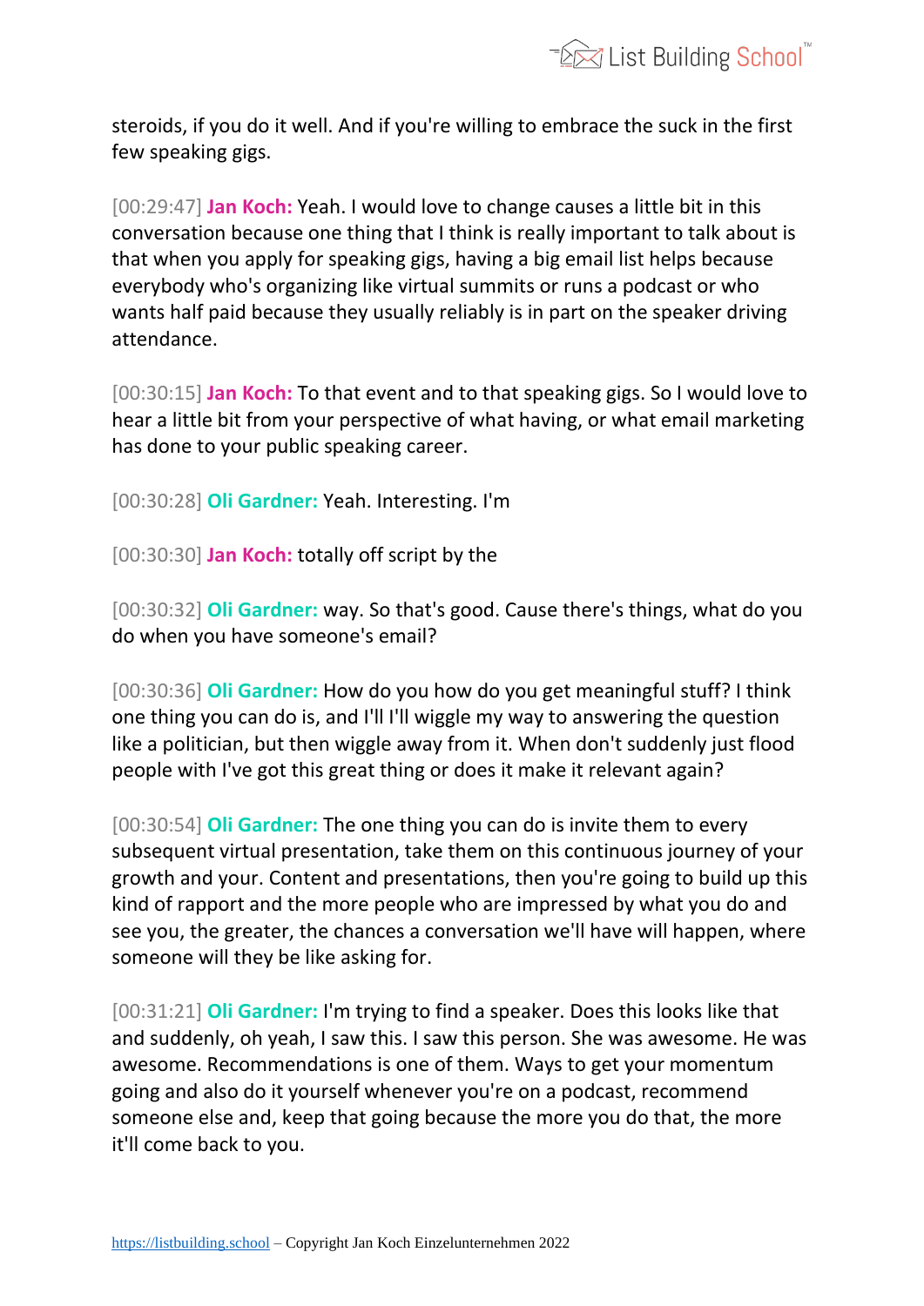steroids, if you do it well. And if you're willing to embrace the suck in the first few speaking gigs.

[00:29:47] **Jan Koch:** Yeah. I would love to change causes a little bit in this conversation because one thing that I think is really important to talk about is that when you apply for speaking gigs, having a big email list helps because everybody who's organizing like virtual summits or runs a podcast or who wants half paid because they usually reliably is in part on the speaker driving attendance.

[00:30:15] **Jan Koch:** To that event and to that speaking gigs. So I would love to hear a little bit from your perspective of what having, or what email marketing has done to your public speaking career.

[00:30:28] **Oli Gardner:** Yeah. Interesting. I'm

[00:30:30] **Jan Koch:** totally off script by the

[00:30:32] **Oli Gardner:** way. So that's good. Cause there's things, what do you do when you have someone's email?

[00:30:36] **Oli Gardner:** How do you how do you get meaningful stuff? I think one thing you can do is, and I'll I'll wiggle my way to answering the question like a politician, but then wiggle away from it. When don't suddenly just flood people with I've got this great thing or does it make it relevant again?

[00:30:54] **Oli Gardner:** The one thing you can do is invite them to every subsequent virtual presentation, take them on this continuous journey of your growth and your. Content and presentations, then you're going to build up this kind of rapport and the more people who are impressed by what you do and see you, the greater, the chances a conversation we'll have will happen, where someone will they be like asking for.

[00:31:21] **Oli Gardner:** I'm trying to find a speaker. Does this looks like that and suddenly, oh yeah, I saw this. I saw this person. She was awesome. He was awesome. Recommendations is one of them. Ways to get your momentum going and also do it yourself whenever you're on a podcast, recommend someone else and, keep that going because the more you do that, the more it'll come back to you.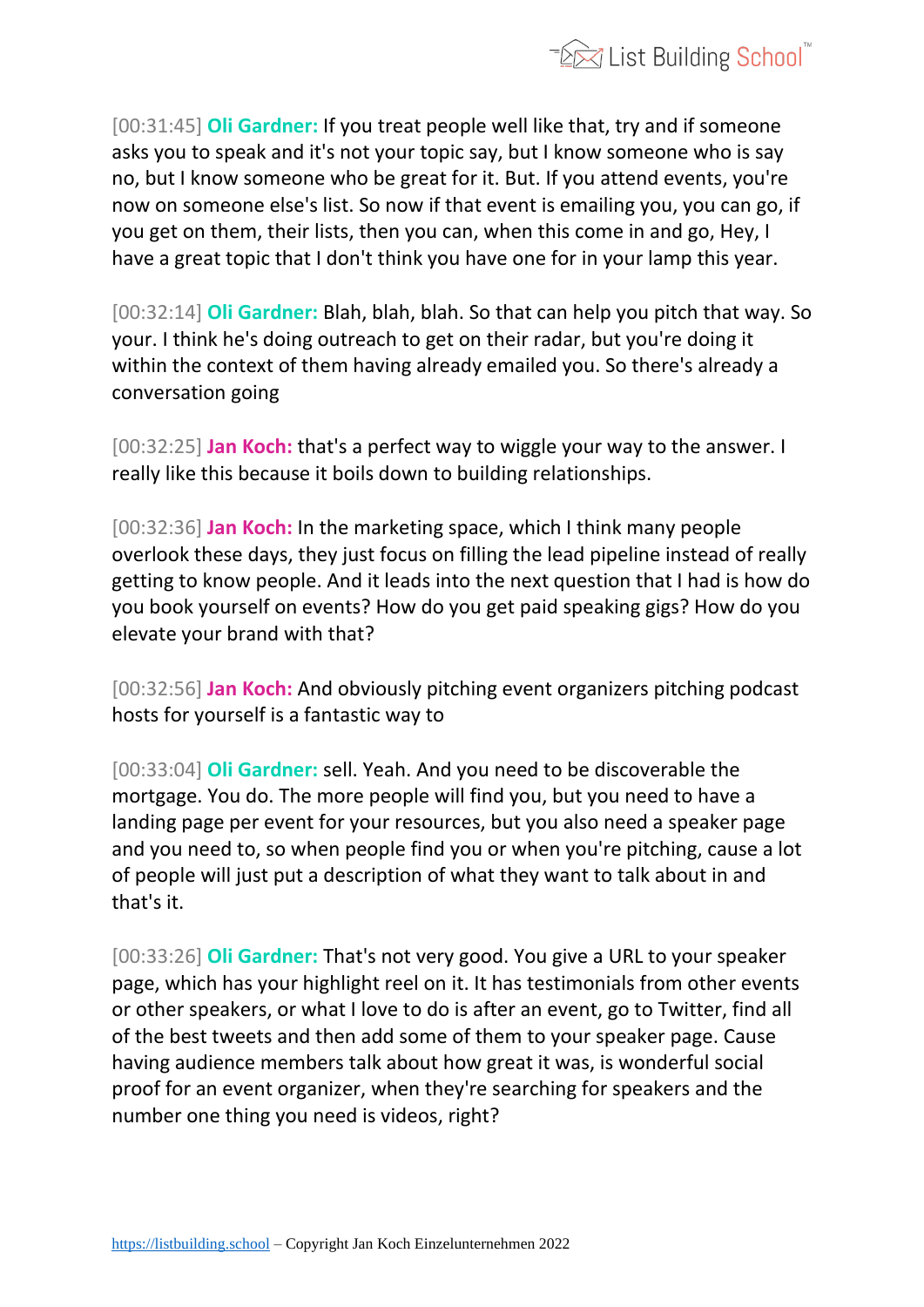[00:31:45] **Oli Gardner:** If you treat people well like that, try and if someone asks you to speak and it's not your topic say, but I know someone who is say no, but I know someone who be great for it. But. If you attend events, you're now on someone else's list. So now if that event is emailing you, you can go, if you get on them, their lists, then you can, when this come in and go, Hey, I have a great topic that I don't think you have one for in your lamp this year.

[00:32:14] **Oli Gardner:** Blah, blah, blah. So that can help you pitch that way. So your. I think he's doing outreach to get on their radar, but you're doing it within the context of them having already emailed you. So there's already a conversation going

[00:32:25] **Jan Koch:** that's a perfect way to wiggle your way to the answer. I really like this because it boils down to building relationships.

[00:32:36] **Jan Koch:** In the marketing space, which I think many people overlook these days, they just focus on filling the lead pipeline instead of really getting to know people. And it leads into the next question that I had is how do you book yourself on events? How do you get paid speaking gigs? How do you elevate your brand with that?

[00:32:56] **Jan Koch:** And obviously pitching event organizers pitching podcast hosts for yourself is a fantastic way to

[00:33:04] **Oli Gardner:** sell. Yeah. And you need to be discoverable the mortgage. You do. The more people will find you, but you need to have a landing page per event for your resources, but you also need a speaker page and you need to, so when people find you or when you're pitching, cause a lot of people will just put a description of what they want to talk about in and that's it.

[00:33:26] **Oli Gardner:** That's not very good. You give a URL to your speaker page, which has your highlight reel on it. It has testimonials from other events or other speakers, or what I love to do is after an event, go to Twitter, find all of the best tweets and then add some of them to your speaker page. Cause having audience members talk about how great it was, is wonderful social proof for an event organizer, when they're searching for speakers and the number one thing you need is videos, right?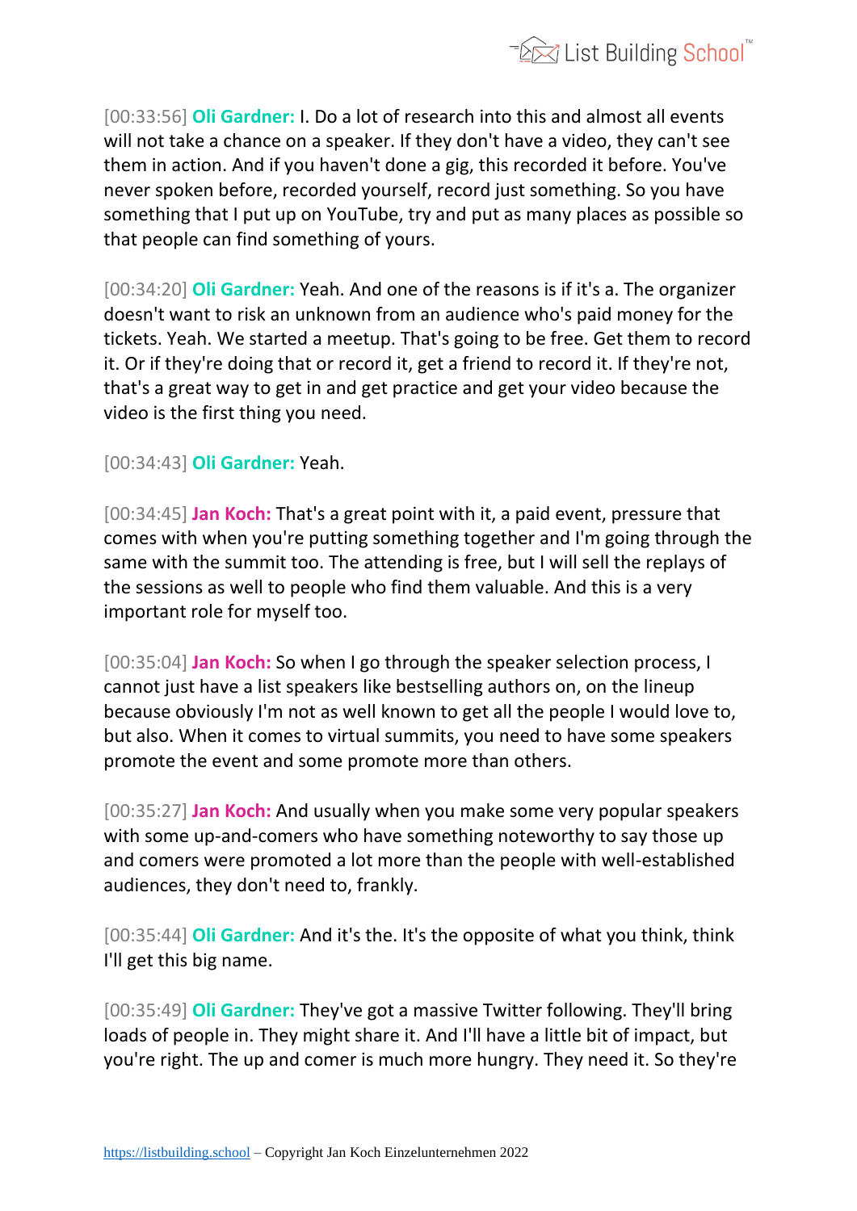[00:33:56] **Oli Gardner:** I. Do a lot of research into this and almost all events will not take a chance on a speaker. If they don't have a video, they can't see them in action. And if you haven't done a gig, this recorded it before. You've never spoken before, recorded yourself, record just something. So you have something that I put up on YouTube, try and put as many places as possible so that people can find something of yours.

[00:34:20] **Oli Gardner:** Yeah. And one of the reasons is if it's a. The organizer doesn't want to risk an unknown from an audience who's paid money for the tickets. Yeah. We started a meetup. That's going to be free. Get them to record it. Or if they're doing that or record it, get a friend to record it. If they're not, that's a great way to get in and get practice and get your video because the video is the first thing you need.

[00:34:43] **Oli Gardner:** Yeah.

[00:34:45] **Jan Koch:** That's a great point with it, a paid event, pressure that comes with when you're putting something together and I'm going through the same with the summit too. The attending is free, but I will sell the replays of the sessions as well to people who find them valuable. And this is a very important role for myself too.

[00:35:04] **Jan Koch:** So when I go through the speaker selection process, I cannot just have a list speakers like bestselling authors on, on the lineup because obviously I'm not as well known to get all the people I would love to, but also. When it comes to virtual summits, you need to have some speakers promote the event and some promote more than others.

[00:35:27] **Jan Koch:** And usually when you make some very popular speakers with some up-and-comers who have something noteworthy to say those up and comers were promoted a lot more than the people with well-established audiences, they don't need to, frankly.

[00:35:44] **Oli Gardner:** And it's the. It's the opposite of what you think, think I'll get this big name.

[00:35:49] **Oli Gardner:** They've got a massive Twitter following. They'll bring loads of people in. They might share it. And I'll have a little bit of impact, but you're right. The up and comer is much more hungry. They need it. So they're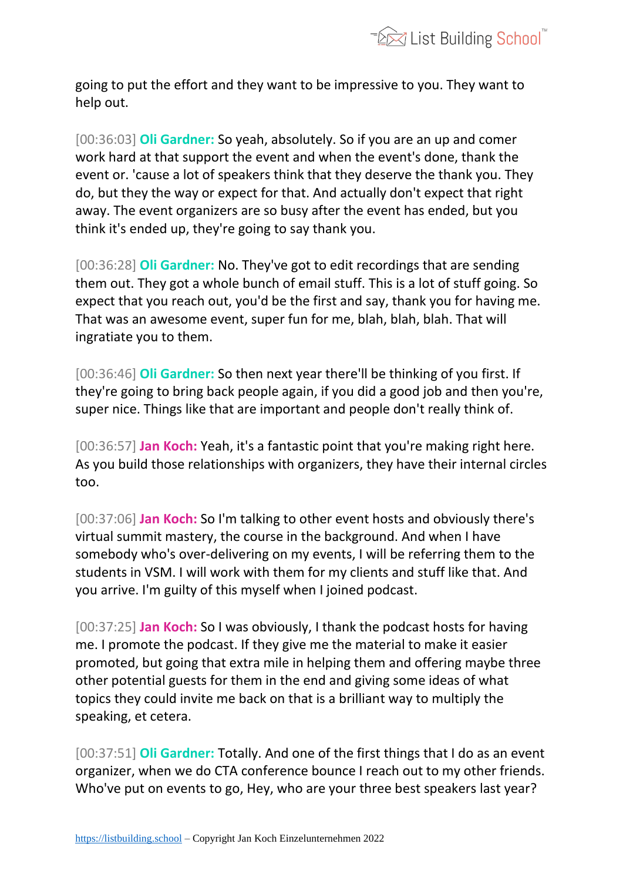going to put the effort and they want to be impressive to you. They want to help out.

[00:36:03] **Oli Gardner:** So yeah, absolutely. So if you are an up and comer work hard at that support the event and when the event's done, thank the event or. 'cause a lot of speakers think that they deserve the thank you. They do, but they the way or expect for that. And actually don't expect that right away. The event organizers are so busy after the event has ended, but you think it's ended up, they're going to say thank you.

[00:36:28] **Oli Gardner:** No. They've got to edit recordings that are sending them out. They got a whole bunch of email stuff. This is a lot of stuff going. So expect that you reach out, you'd be the first and say, thank you for having me. That was an awesome event, super fun for me, blah, blah, blah. That will ingratiate you to them.

[00:36:46] **Oli Gardner:** So then next year there'll be thinking of you first. If they're going to bring back people again, if you did a good job and then you're, super nice. Things like that are important and people don't really think of.

[00:36:57] **Jan Koch:** Yeah, it's a fantastic point that you're making right here. As you build those relationships with organizers, they have their internal circles too.

[00:37:06] **Jan Koch:** So I'm talking to other event hosts and obviously there's virtual summit mastery, the course in the background. And when I have somebody who's over-delivering on my events, I will be referring them to the students in VSM. I will work with them for my clients and stuff like that. And you arrive. I'm guilty of this myself when I joined podcast.

[00:37:25] **Jan Koch:** So I was obviously, I thank the podcast hosts for having me. I promote the podcast. If they give me the material to make it easier promoted, but going that extra mile in helping them and offering maybe three other potential guests for them in the end and giving some ideas of what topics they could invite me back on that is a brilliant way to multiply the speaking, et cetera.

[00:37:51] **Oli Gardner:** Totally. And one of the first things that I do as an event organizer, when we do CTA conference bounce I reach out to my other friends. Who've put on events to go, Hey, who are your three best speakers last year?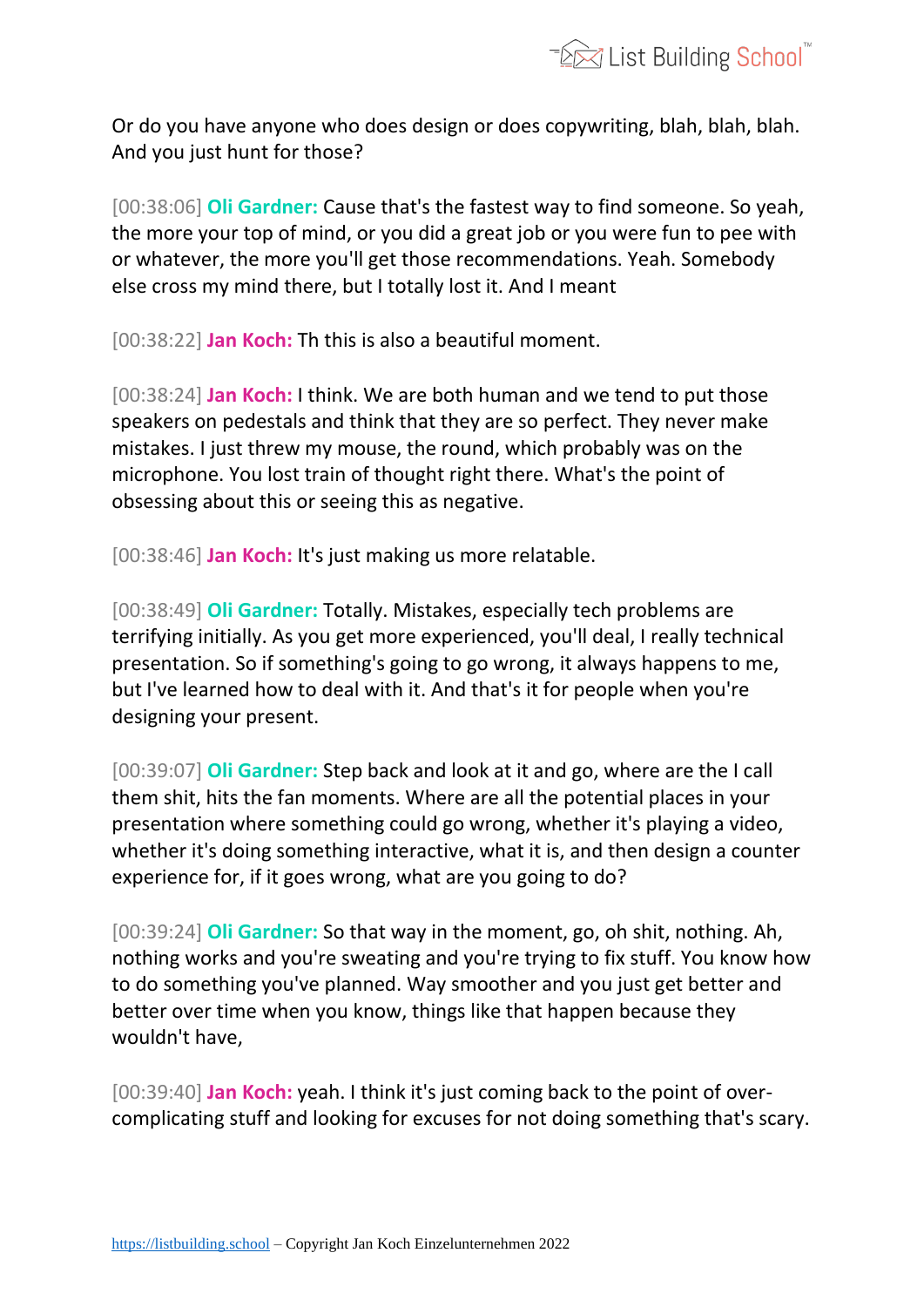Or do you have anyone who does design or does copywriting, blah, blah, blah. And you just hunt for those?

[00:38:06] **Oli Gardner:** Cause that's the fastest way to find someone. So yeah, the more your top of mind, or you did a great job or you were fun to pee with or whatever, the more you'll get those recommendations. Yeah. Somebody else cross my mind there, but I totally lost it. And I meant

[00:38:22] **Jan Koch:** Th this is also a beautiful moment.

[00:38:24] **Jan Koch:** I think. We are both human and we tend to put those speakers on pedestals and think that they are so perfect. They never make mistakes. I just threw my mouse, the round, which probably was on the microphone. You lost train of thought right there. What's the point of obsessing about this or seeing this as negative.

[00:38:46] **Jan Koch:** It's just making us more relatable.

[00:38:49] **Oli Gardner:** Totally. Mistakes, especially tech problems are terrifying initially. As you get more experienced, you'll deal, I really technical presentation. So if something's going to go wrong, it always happens to me, but I've learned how to deal with it. And that's it for people when you're designing your present.

[00:39:07] **Oli Gardner:** Step back and look at it and go, where are the I call them shit, hits the fan moments. Where are all the potential places in your presentation where something could go wrong, whether it's playing a video, whether it's doing something interactive, what it is, and then design a counter experience for, if it goes wrong, what are you going to do?

[00:39:24] **Oli Gardner:** So that way in the moment, go, oh shit, nothing. Ah, nothing works and you're sweating and you're trying to fix stuff. You know how to do something you've planned. Way smoother and you just get better and better over time when you know, things like that happen because they wouldn't have,

[00:39:40] **Jan Koch:** yeah. I think it's just coming back to the point of over-complicating stuff and looking for excuses for not doing something that's scary.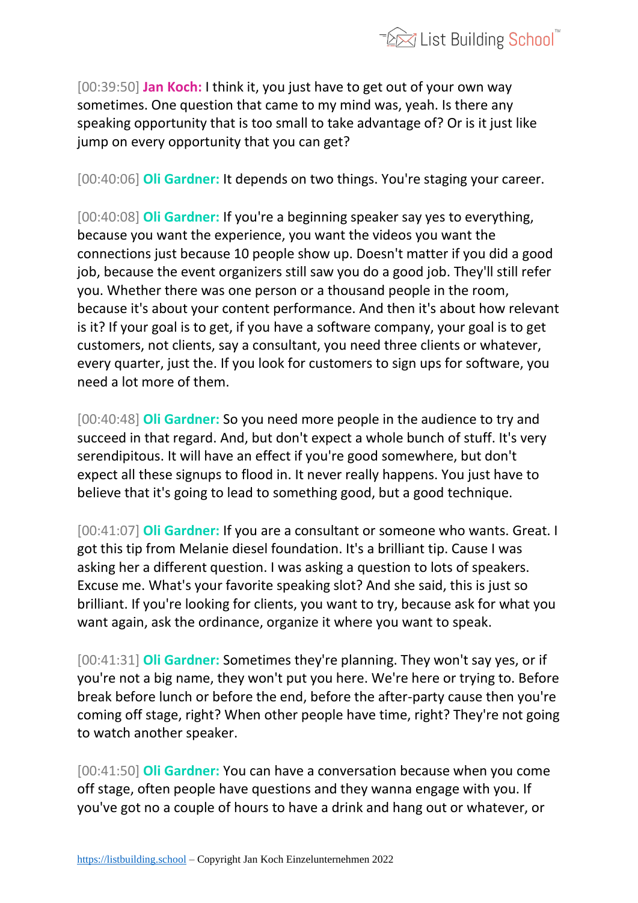[00:39:50] **Jan Koch:** I think it, you just have to get out of your own way sometimes. One question that came to my mind was, yeah. Is there any speaking opportunity that is too small to take advantage of? Or is it just like jump on every opportunity that you can get?

[00:40:06] **Oli Gardner:** It depends on two things. You're staging your career.

[00:40:08] **Oli Gardner:** If you're a beginning speaker say yes to everything, because you want the experience, you want the videos you want the connections just because 10 people show up. Doesn't matter if you did a good job, because the event organizers still saw you do a good job. They'll still refer you. Whether there was one person or a thousand people in the room, because it's about your content performance. And then it's about how relevant is it? If your goal is to get, if you have a software company, your goal is to get customers, not clients, say a consultant, you need three clients or whatever, every quarter, just the. If you look for customers to sign ups for software, you need a lot more of them.

[00:40:48] **Oli Gardner:** So you need more people in the audience to try and succeed in that regard. And, but don't expect a whole bunch of stuff. It's very serendipitous. It will have an effect if you're good somewhere, but don't expect all these signups to flood in. It never really happens. You just have to believe that it's going to lead to something good, but a good technique.

[00:41:07] **Oli Gardner:** If you are a consultant or someone who wants. Great. I got this tip from Melanie diesel foundation. It's a brilliant tip. Cause I was asking her a different question. I was asking a question to lots of speakers. Excuse me. What's your favorite speaking slot? And she said, this is just so brilliant. If you're looking for clients, you want to try, because ask for what you want again, ask the ordinance, organize it where you want to speak.

[00:41:31] **Oli Gardner:** Sometimes they're planning. They won't say yes, or if you're not a big name, they won't put you here. We're here or trying to. Before break before lunch or before the end, before the after-party cause then you're coming off stage, right? When other people have time, right? They're not going to watch another speaker.

[00:41:50] **Oli Gardner:** You can have a conversation because when you come off stage, often people have questions and they wanna engage with you. If you've got no a couple of hours to have a drink and hang out or whatever, or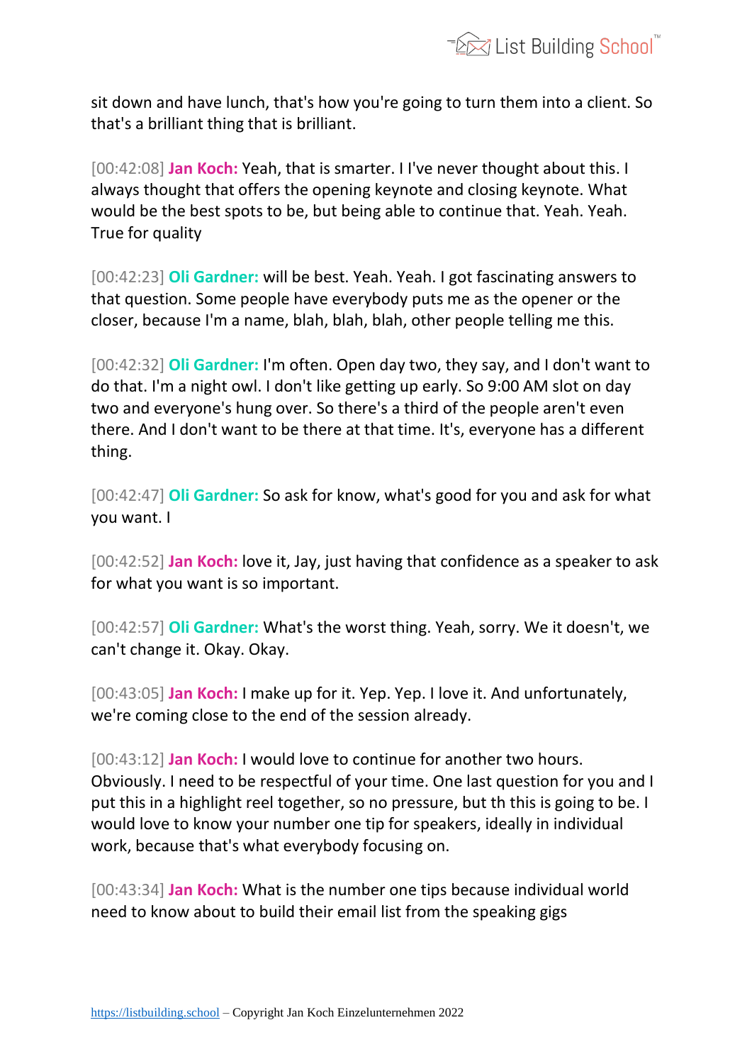sit down and have lunch, that's how you're going to turn them into a client. So that's a brilliant thing that is brilliant.

[00:42:08] **Jan Koch:** Yeah, that is smarter. I I've never thought about this. I always thought that offers the opening keynote and closing keynote. What would be the best spots to be, but being able to continue that. Yeah. Yeah. True for quality

[00:42:23] **Oli Gardner:** will be best. Yeah. Yeah. I got fascinating answers to that question. Some people have everybody puts me as the opener or the closer, because I'm a name, blah, blah, blah, other people telling me this.

[00:42:32] **Oli Gardner:** I'm often. Open day two, they say, and I don't want to do that. I'm a night owl. I don't like getting up early. So 9:00 AM slot on day two and everyone's hung over. So there's a third of the people aren't even there. And I don't want to be there at that time. It's, everyone has a different thing.

[00:42:47] **Oli Gardner:** So ask for know, what's good for you and ask for what you want. I

[00:42:52] **Jan Koch:** love it, Jay, just having that confidence as a speaker to ask for what you want is so important.

[00:42:57] **Oli Gardner:** What's the worst thing. Yeah, sorry. We it doesn't, we can't change it. Okay. Okay.

[00:43:05] **Jan Koch:** I make up for it. Yep. Yep. I love it. And unfortunately, we're coming close to the end of the session already.

[00:43:12] **Jan Koch:** I would love to continue for another two hours. Obviously. I need to be respectful of your time. One last question for you and I put this in a highlight reel together, so no pressure, but th this is going to be. I would love to know your number one tip for speakers, ideally in individual work, because that's what everybody focusing on.

[00:43:34] **Jan Koch:** What is the number one tips because individual world need to know about to build their email list from the speaking gigs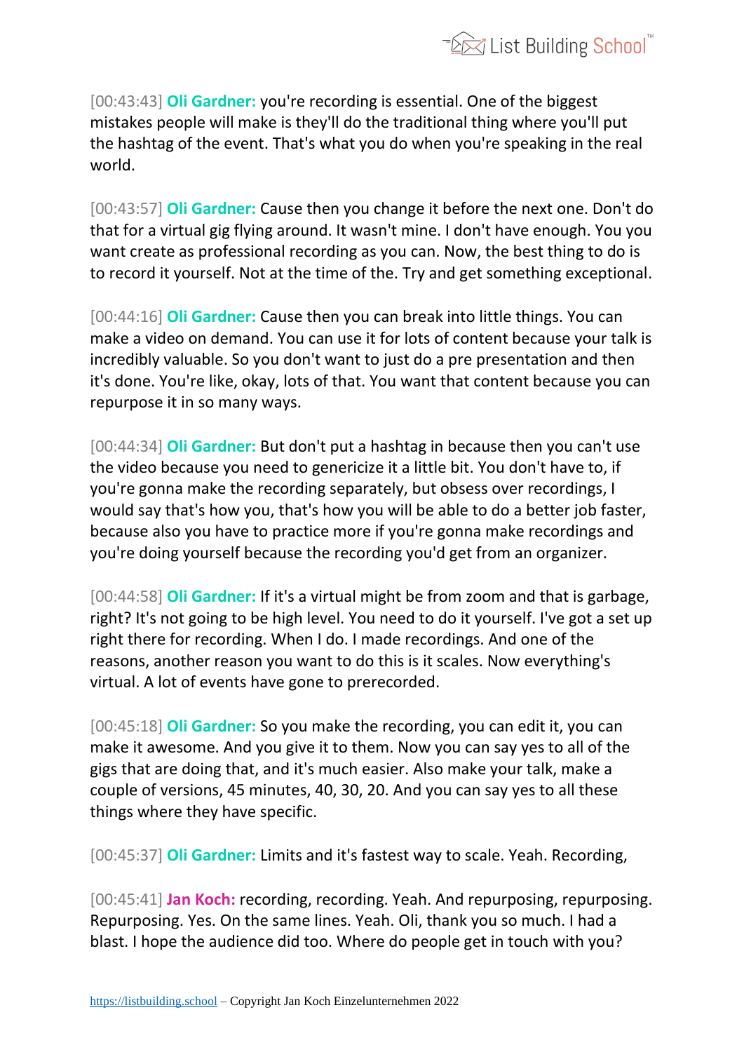[00:43:43] **Oli Gardner:** you're recording is essential. One of the biggest mistakes people will make is they'll do the traditional thing where you'll put the hashtag of the event. That's what you do when you're speaking in the real world.

[00:43:57] **Oli Gardner:** Cause then you change it before the next one. Don't do that for a virtual gig flying around. It wasn't mine. I don't have enough. You you want create as professional recording as you can. Now, the best thing to do is to record it yourself. Not at the time of the. Try and get something exceptional.

[00:44:16] **Oli Gardner:** Cause then you can break into little things. You can make a video on demand. You can use it for lots of content because your talk is incredibly valuable. So you don't want to just do a pre presentation and then it's done. You're like, okay, lots of that. You want that content because you can repurpose it in so many ways.

[00:44:34] **Oli Gardner:** But don't put a hashtag in because then you can't use the video because you need to genericize it a little bit. You don't have to, if you're gonna make the recording separately, but obsess over recordings, I would say that's how you, that's how you will be able to do a better job faster, because also you have to practice more if you're gonna make recordings and you're doing yourself because the recording you'd get from an organizer.

[00:44:58] **Oli Gardner:** If it's a virtual might be from zoom and that is garbage, right? It's not going to be high level. You need to do it yourself. I've got a set up right there for recording. When I do. I made recordings. And one of the reasons, another reason you want to do this is it scales. Now everything's virtual. A lot of events have gone to prerecorded.

[00:45:18] **Oli Gardner:** So you make the recording, you can edit it, you can make it awesome. And you give it to them. Now you can say yes to all of the gigs that are doing that, and it's much easier. Also make your talk, make a couple of versions, 45 minutes, 40, 30, 20. And you can say yes to all these things where they have specific.

[00:45:37] **Oli Gardner:** Limits and it's fastest way to scale. Yeah. Recording,

[00:45:41] **Jan Koch:** recording, recording. Yeah. And repurposing, repurposing. Repurposing. Yes. On the same lines. Yeah. Oli, thank you so much. I had a blast. I hope the audience did too. Where do people get in touch with you?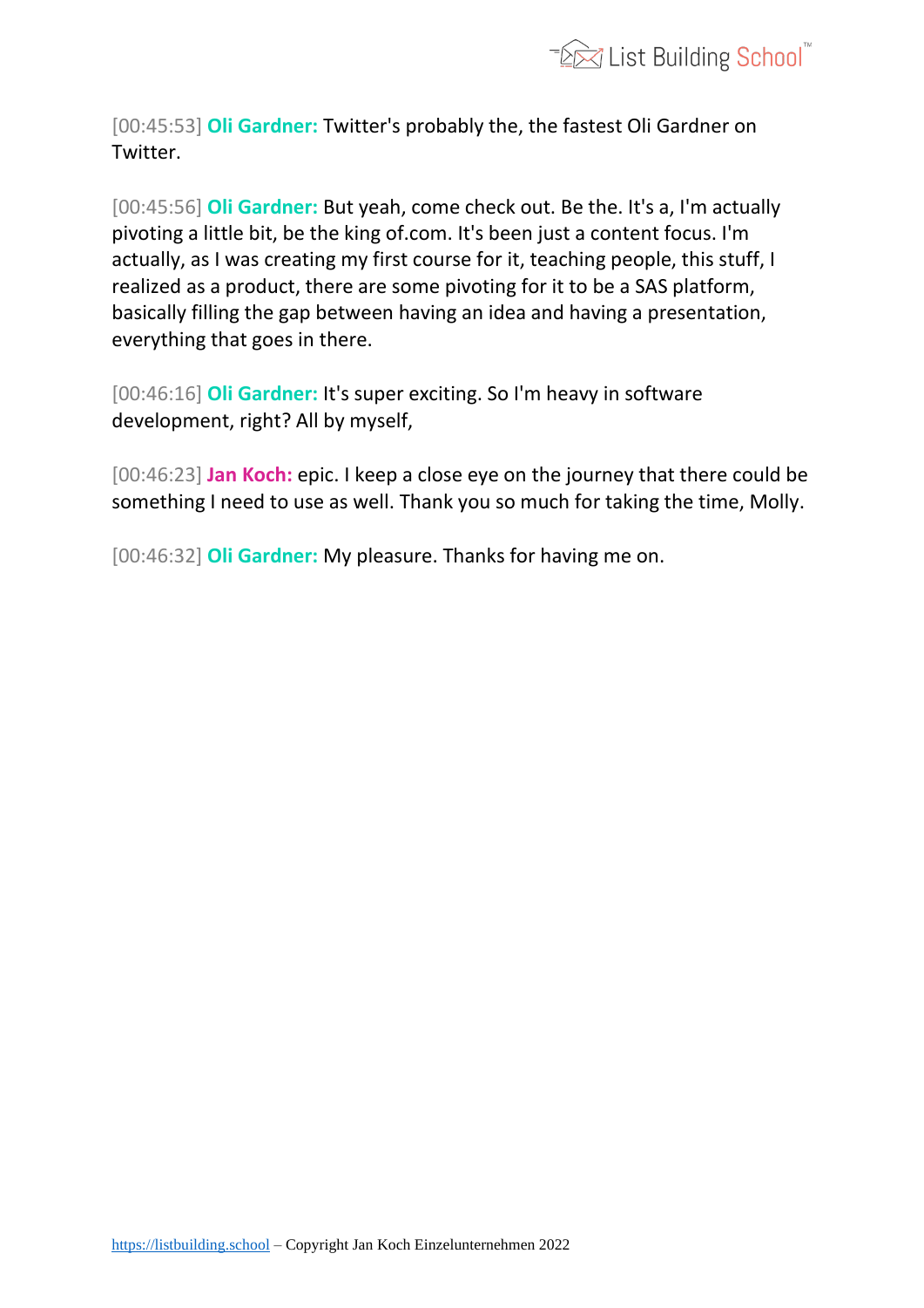[00:45:53] **Oli Gardner:** Twitter's probably the, the fastest Oli Gardner on Twitter.

[00:45:56] **Oli Gardner:** But yeah, come check out. Be the. It's a, I'm actually pivoting a little bit, be the king of.com. It's been just a content focus. I'm actually, as I was creating my first course for it, teaching people, this stuff, I realized as a product, there are some pivoting for it to be a SAS platform, basically filling the gap between having an idea and having a presentation, everything that goes in there.

[00:46:16] **Oli Gardner:** It's super exciting. So I'm heavy in software development, right? All by myself,

[00:46:23] **Jan Koch:** epic. I keep a close eye on the journey that there could be something I need to use as well. Thank you so much for taking the time, Molly.

[00:46:32] **Oli Gardner:** My pleasure. Thanks for having me on.